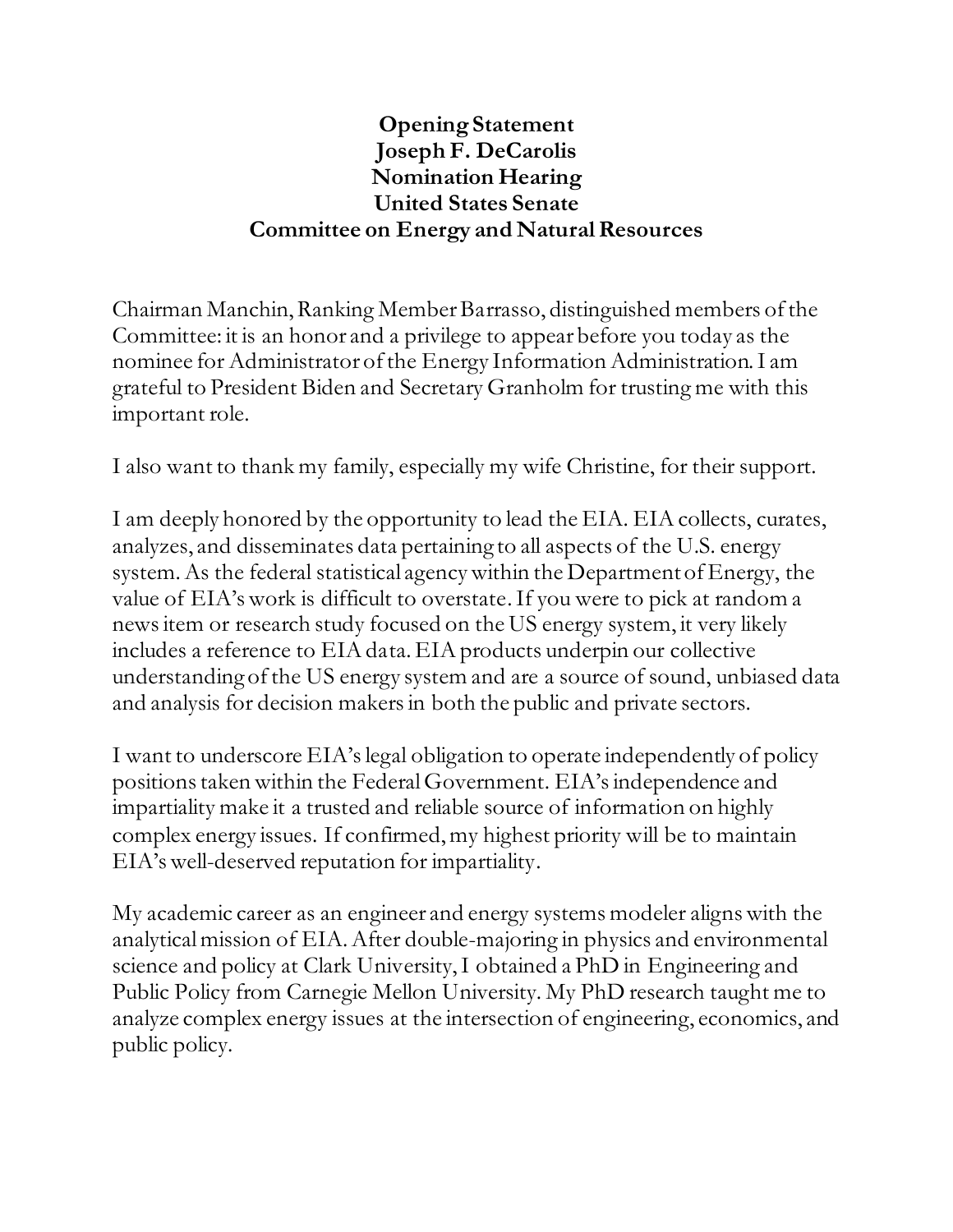**Opening Statement**
**Joseph F. DeCarolis**
**Nomination Hearing**
**United States Senate**
**Committee on Energy and Natural Resources**

Chairman Manchin, Ranking Member Barrasso, distinguished members of the Committee: it is an honor and a privilege to appear before you today as the nominee for Administrator of the Energy Information Administration. I am grateful to President Biden and Secretary Granholm for trusting me with this important role.

I also want to thank my family, especially my wife Christine, for their support.

I am deeply honored by the opportunity to lead the EIA. EIA collects, curates, analyzes, and disseminates data pertaining to all aspects of the U.S. energy system. As the federal statistical agency within the Department of Energy, the value of EIA's work is difficult to overstate. If you were to pick at random a news item or research study focused on the US energy system, it very likely includes a reference to EIA data. EIA products underpin our collective understanding of the US energy system and are a source of sound, unbiased data and analysis for decision makers in both the public and private sectors.

I want to underscore EIA's legal obligation to operate independently of policy positions taken within the Federal Government. EIA's independence and impartiality make it a trusted and reliable source of information on highly complex energy issues. If confirmed, my highest priority will be to maintain EIA's well-deserved reputation for impartiality.

My academic career as an engineer and energy systems modeler aligns with the analytical mission of EIA. After double-majoring in physics and environmental science and policy at Clark University, I obtained a PhD in Engineering and Public Policy from Carnegie Mellon University. My PhD research taught me to analyze complex energy issues at the intersection of engineering, economics, and public policy.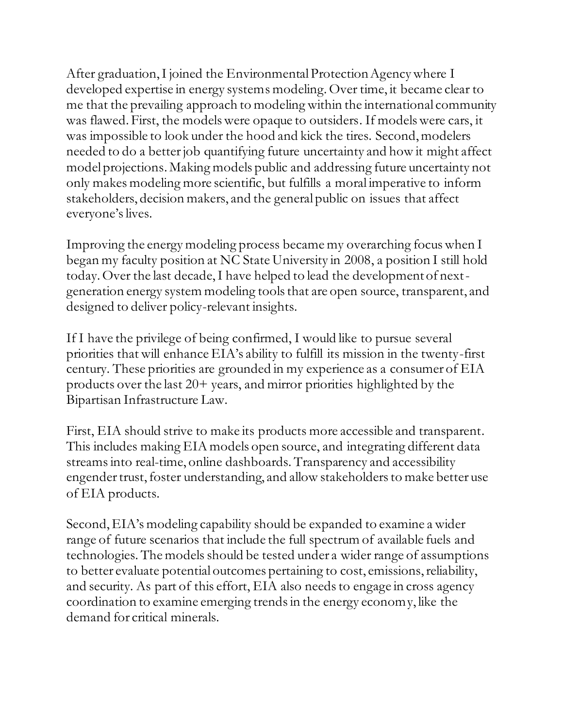After graduation, I joined the Environmental Protection Agency where I developed expertise in energy systems modeling. Over time, it became clear to me that the prevailing approach to modeling within the international community was flawed. First, the models were opaque to outsiders. If models were cars, it was impossible to look under the hood and kick the tires. Second, modelers needed to do a better job quantifying future uncertainty and how it might affect model projections. Making models public and addressing future uncertainty not only makes modeling more scientific, but fulfills a moral imperative to inform stakeholders, decision makers, and the general public on issues that affect everyone's lives.

Improving the energy modeling process became my overarching focus when I began my faculty position at NC State University in 2008, a position I still hold today. Over the last decade, I have helped to lead the development of next-generation energy system modeling tools that are open source, transparent, and designed to deliver policy-relevant insights.

If I have the privilege of being confirmed, I would like to pursue several priorities that will enhance EIA's ability to fulfill its mission in the twenty-first century. These priorities are grounded in my experience as a consumer of EIA products over the last 20+ years, and mirror priorities highlighted by the Bipartisan Infrastructure Law.

First, EIA should strive to make its products more accessible and transparent. This includes making EIA models open source, and integrating different data streams into real-time, online dashboards. Transparency and accessibility engender trust, foster understanding, and allow stakeholders to make better use of EIA products.

Second, EIA's modeling capability should be expanded to examine a wider range of future scenarios that include the full spectrum of available fuels and technologies. The models should be tested under a wider range of assumptions to better evaluate potential outcomes pertaining to cost, emissions, reliability, and security. As part of this effort, EIA also needs to engage in cross agency coordination to examine emerging trends in the energy economy, like the demand for critical minerals.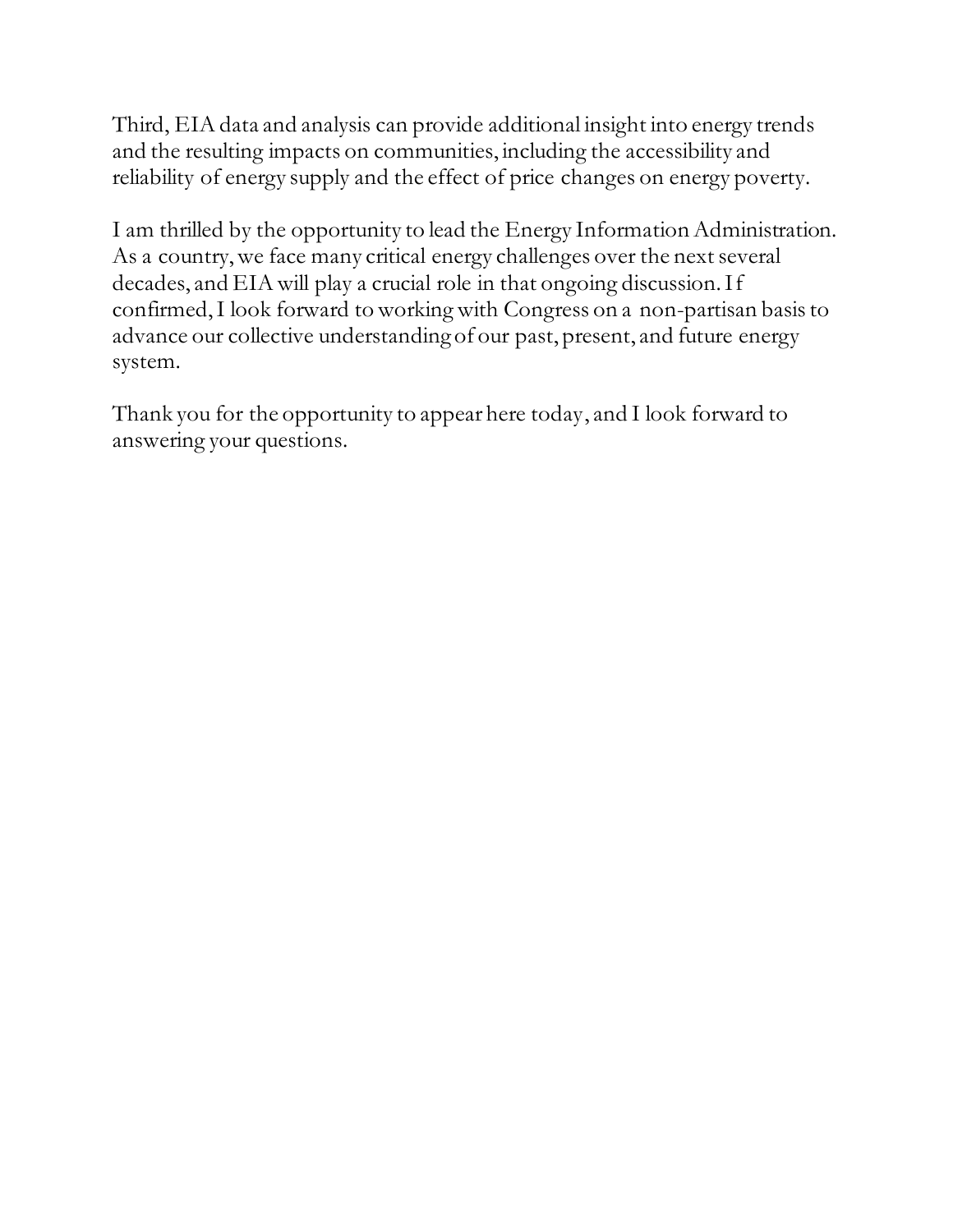Third, EIA data and analysis can provide additional insight into energy trends and the resulting impacts on communities, including the accessibility and reliability of energy supply and the effect of price changes on energy poverty.

I am thrilled by the opportunity to lead the Energy Information Administration. As a country, we face many critical energy challenges over the next several decades, and EIA will play a crucial role in that ongoing discussion. If confirmed, I look forward to working with Congress on a non-partisan basis to advance our collective understanding of our past, present, and future energy system.

Thank you for the opportunity to appear here today, and I look forward to answering your questions.